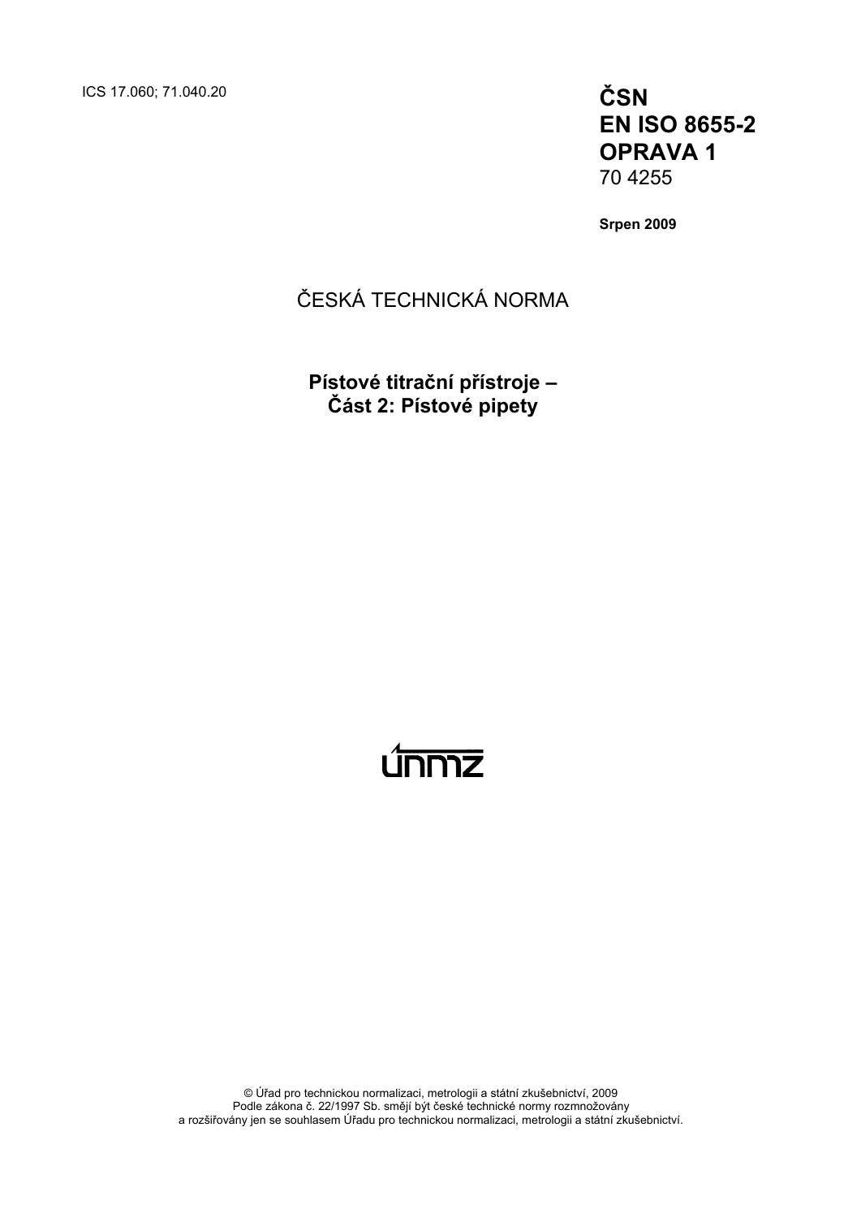ICS 17.060; 71.040.20

**ČSN**
**EN ISO 8655-2**
**OPRAVA 1**
70 4255

**Srpen 2009**

ČESKÁ TECHNICKÁ NORMA

**Pístové titrační přístroje –**
**Část 2: Pístové pipety**

© Úřad pro technickou normalizaci, metrologii a státní zkušebnictví, 2009
Podle zákona č. 22/1997 Sb. smějí být české technické normy rozmnožovány
a rozšiřovány jen se souhlasem Úřadu pro technickou normalizaci, metrologii a státní zkušebnictví.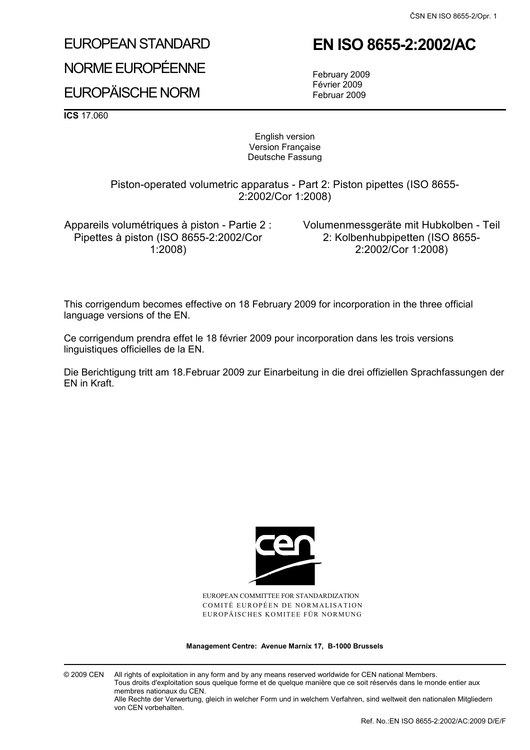# EUROPEAN STANDARD

# NORME EUROPÉENNE

# EUROPÄISCHE NORM

# EN ISO 8655-2:2002/AC

February 2009
Février 2009
Februar 2009

**ICS** 17.060

English version
Version Française
Deutsche Fassung

Piston-operated volumetric apparatus - Part 2: Piston pipettes (ISO 8655-2:2002/Cor 1:2008)

Appareils volumétriques à piston - Partie 2 : Pipettes à piston (ISO 8655-2:2002/Cor 1:2008)

Volumenmessgeräte mit Hubkolben - Teil 2: Kolbenhubpipetten (ISO 8655-2:2002/Cor 1:2008)

This corrigendum becomes effective on 18 February 2009 for incorporation in the three official language versions of the EN.

Ce corrigendum prendra effet le 18 février 2009 pour incorporation dans les trois versions linguistiques officielles de la EN.

Die Berichtigung tritt am 18.Februar 2009 zur Einarbeitung in die drei offiziellen Sprachfassungen der EN in Kraft.

EUROPEAN COMMITTEE FOR STANDARDIZATION
COMITÉ EUROPÉEN DE NORMALISATION
EUROPÄISCHES KOMITEE FÜR NORMUNG

**Management Centre: Avenue Marnix 17, B-1000 Brussels**

© 2009 CEN All rights of exploitation in any form and by any means reserved worldwide for CEN national Members.
Tous droits d'exploitation sous quelque forme et de quelque manière que ce soit réservés dans le monde entier aux membres nationaux du CEN.
Alle Rechte der Verwertung, gleich in welcher Form und in welchem Verfahren, sind weltweit den nationalen Mitgliedern von CEN vorbehalten.

Ref. No.:EN ISO 8655-2:2002/AC:2009 D/E/F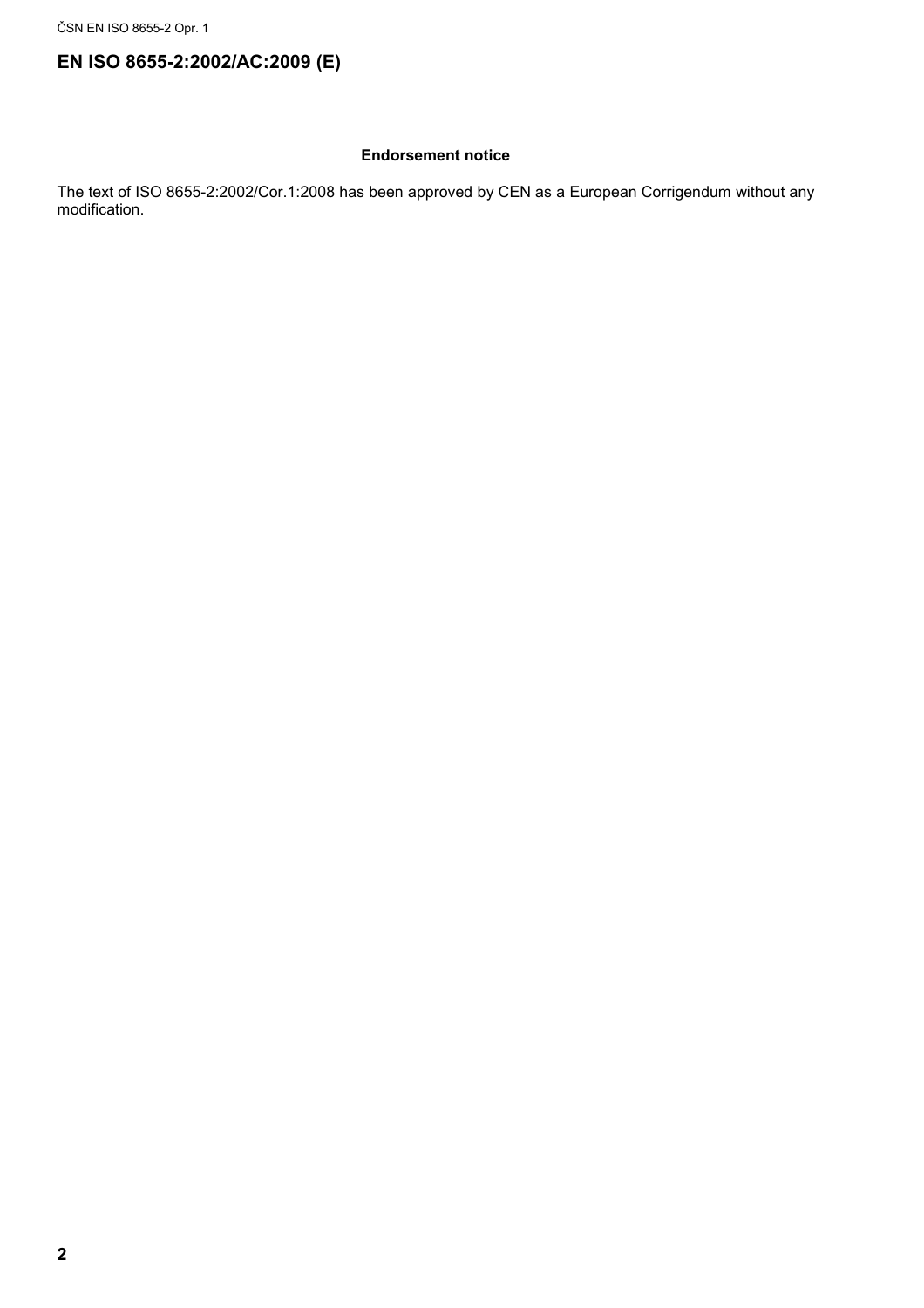# EN ISO 8655-2:2002/AC:2009 (E)

**Endorsement notice**

The text of ISO 8655-2:2002/Cor.1:2008 has been approved by CEN as a European Corrigendum without any modification.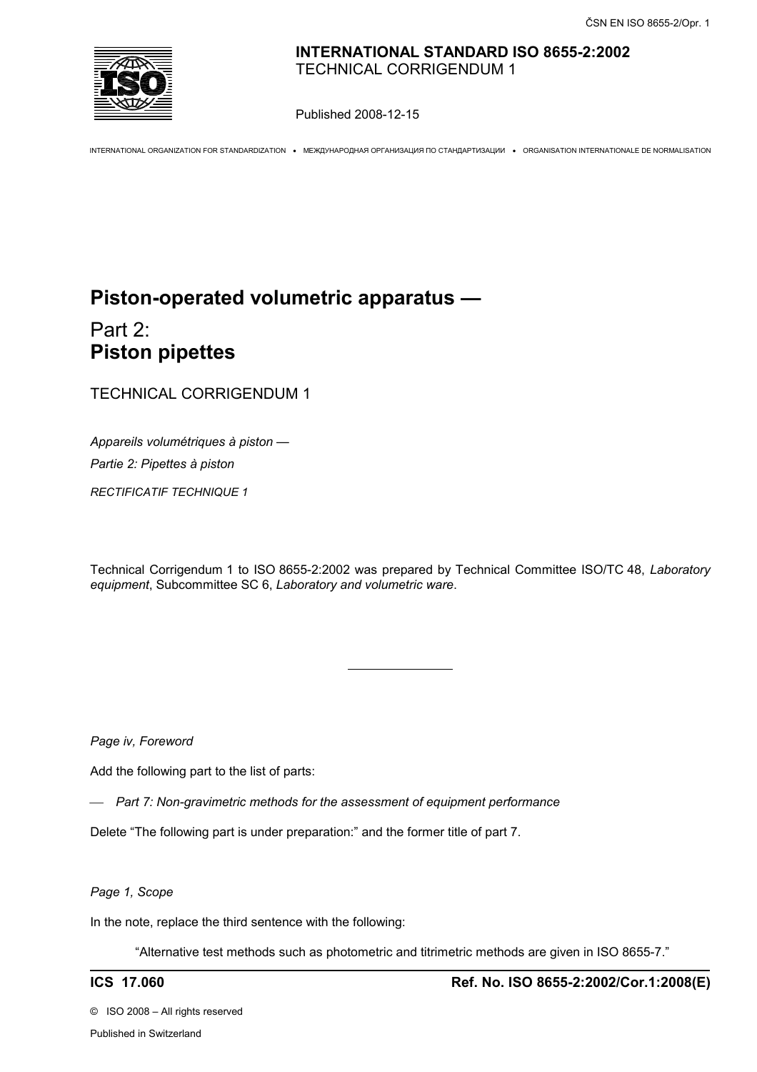**INTERNATIONAL STANDARD ISO 8655-2:2002**
TECHNICAL CORRIGENDUM 1

Published 2008-12-15

INTERNATIONAL ORGANIZATION FOR STANDARDIZATION • МЕЖДУНАРОДНАЯ ОРГАНИЗАЦИЯ ПО СТАНДАРТИЗАЦИИ • ORGANISATION INTERNATIONALE DE NORMALISATION

# Piston-operated volumetric apparatus —

## Part 2: **Piston pipettes**

TECHNICAL CORRIGENDUM 1

*Appareils volumétriques à piston —*

*Partie 2: Pipettes à piston*

*RECTIFICATIF TECHNIQUE 1*

Technical Corrigendum 1 to ISO 8655-2:2002 was prepared by Technical Committee ISO/TC 48, *Laboratory equipment*, Subcommittee SC 6, *Laboratory and volumetric ware*.

---

*Page iv, Foreword*

Add the following part to the list of parts:

— *Part 7: Non-gravimetric methods for the assessment of equipment performance*

Delete "The following part is under preparation:" and the former title of part 7.

*Page 1, Scope*

In the note, replace the third sentence with the following:

"Alternative test methods such as photometric and titrimetric methods are given in ISO 8655-7."

**ICS 17.060** **Ref. No. ISO 8655-2:2002/Cor.1:2008(E)**

© ISO 2008 – All rights reserved

Published in Switzerland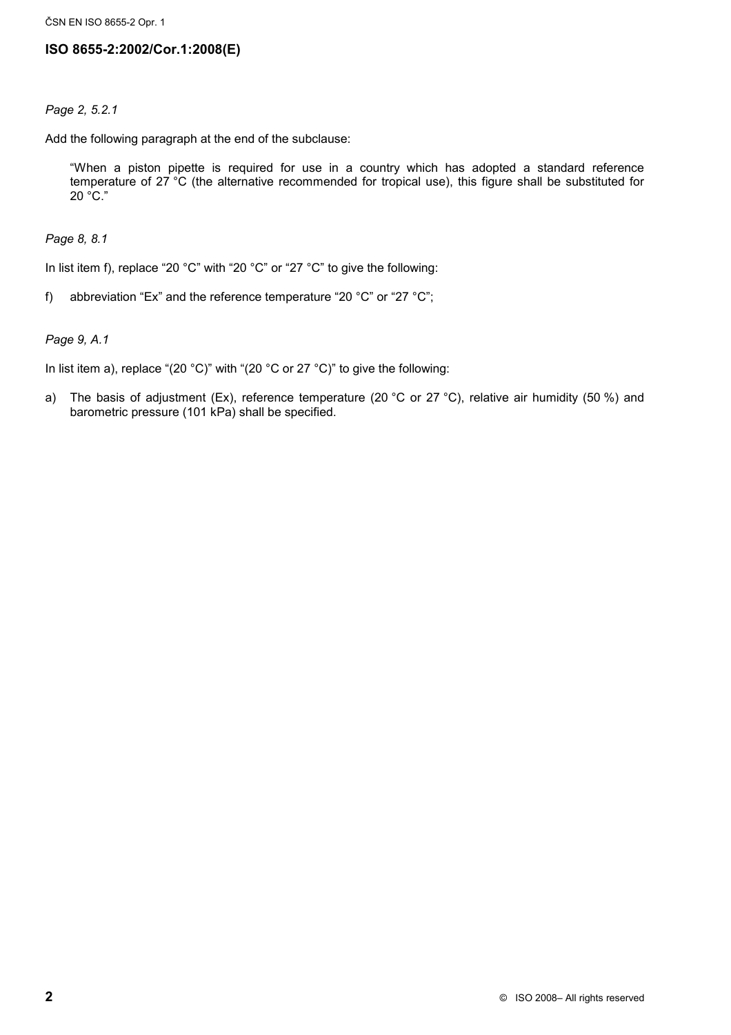*Page 2, 5.2.1*

Add the following paragraph at the end of the subclause:

> "When a piston pipette is required for use in a country which has adopted a standard reference temperature of 27 °C (the alternative recommended for tropical use), this figure shall be substituted for 20 °C."

*Page 8, 8.1*

In list item f), replace "20 °C" with "20 °C" or "27 °C" to give the following:

f) abbreviation "Ex" and the reference temperature "20 °C" or "27 °C";

*Page 9, A.1*

In list item a), replace "(20 °C)" with "(20 °C or 27 °C)" to give the following:

a) The basis of adjustment (Ex), reference temperature (20 °C or 27 °C), relative air humidity (50 %) and barometric pressure (101 kPa) shall be specified.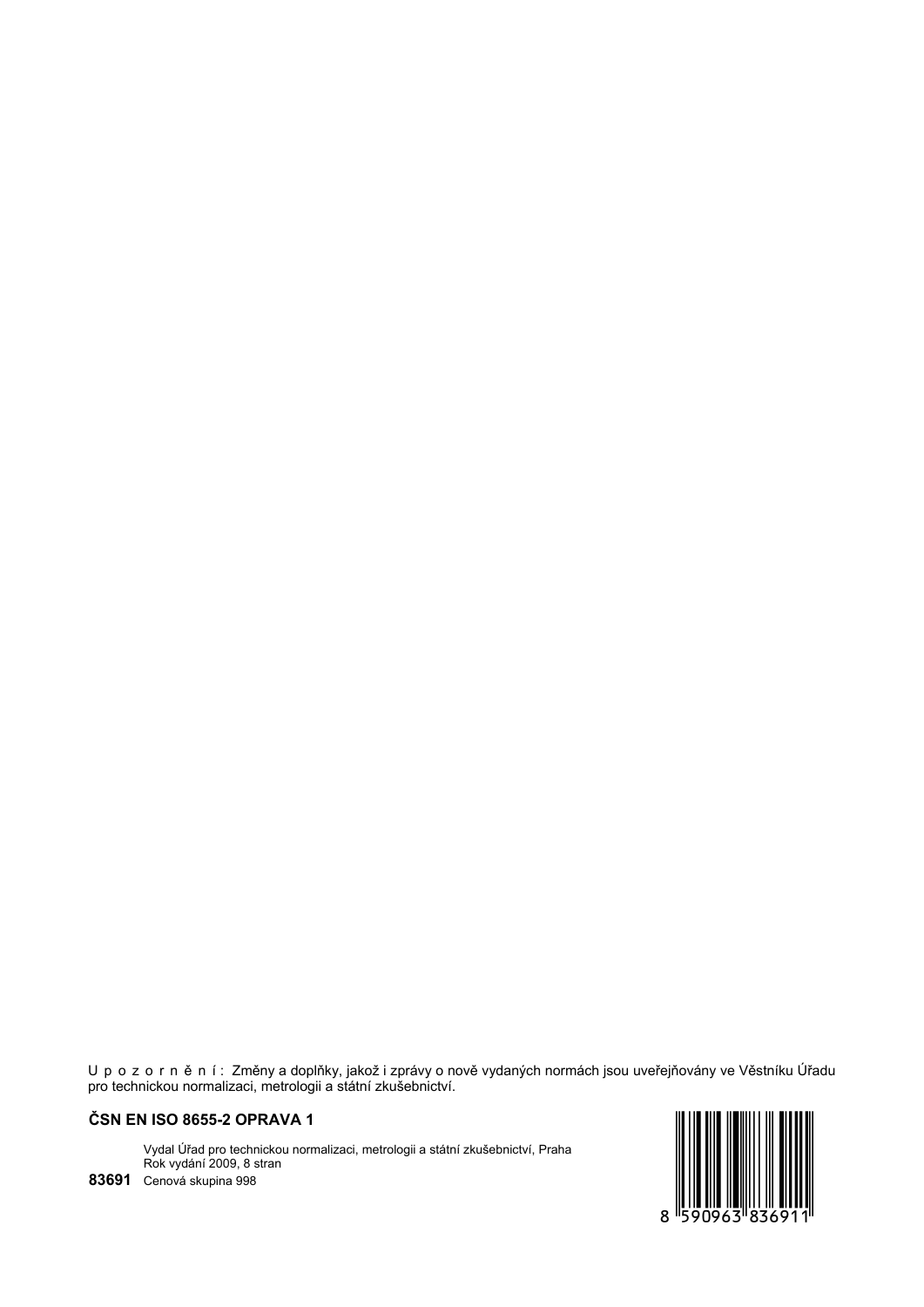U p o z o r n ě n í : Změny a doplňky, jakož i zprávy o nově vydaných normách jsou uveřejňovány ve Věstníku Úřadu pro technickou normalizaci, metrologii a státní zkušebnictví.

**ČSN EN ISO 8655-2 OPRAVA 1**

Vydal Úřad pro technickou normalizaci, metrologii a státní zkušebnictví, Praha
Rok vydání 2009, 8 stran

**83691** Cenová skupina 998

8 590963 836911